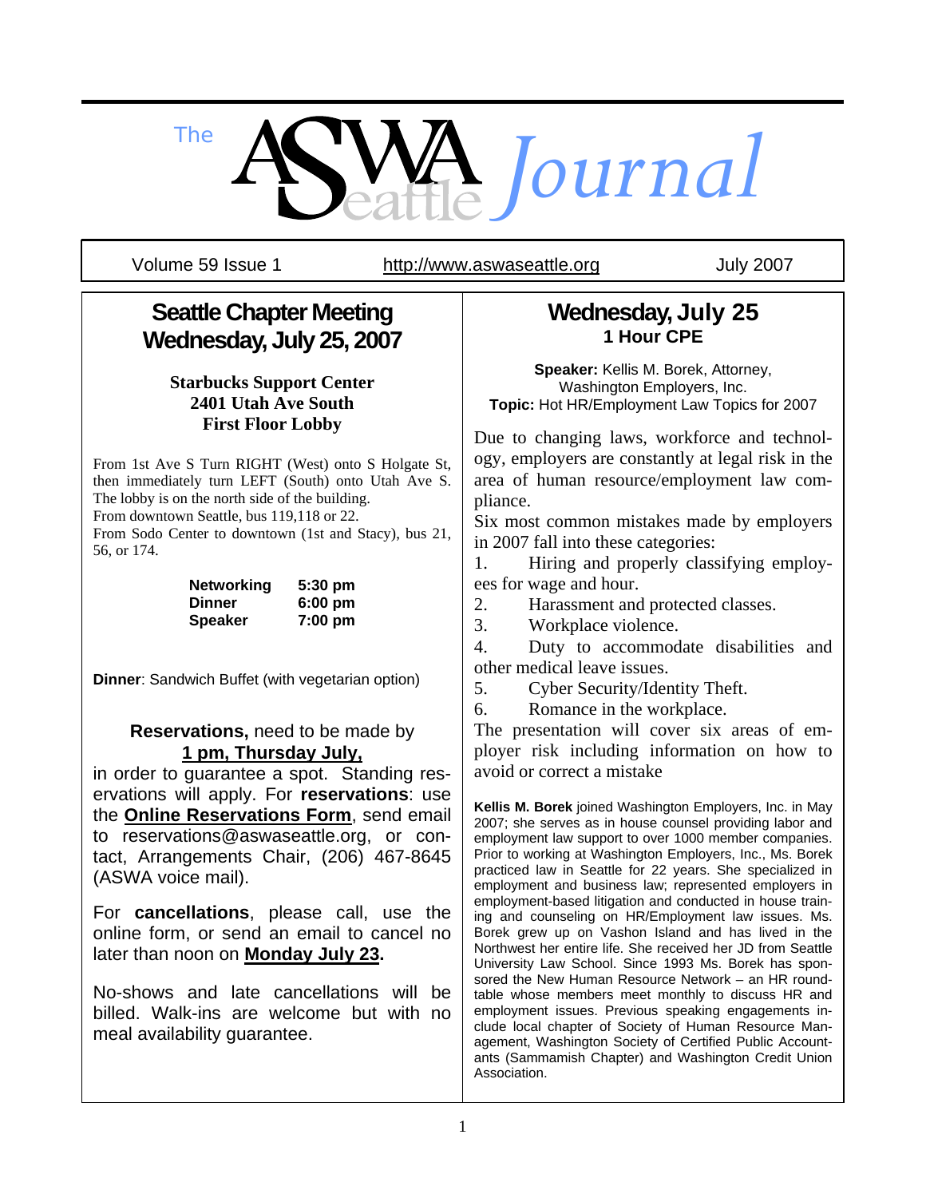# The ASWA Seattle Journal

Volume 59 Issue 1 http://www.aswaseattle.org July 2007

## Seattle Chapter Meeting Wednesday, July 25, 2007

**Starbucks Support Center**
**2401 Utah Ave South**
**First Floor Lobby**

From 1st Ave S Turn RIGHT (West) onto S Holgate St, then immediately turn LEFT (South) onto Utah Ave S. The lobby is on the north side of the building.
From downtown Seattle, bus 119,118 or 22.
From Sodo Center to downtown (1st and Stacy), bus 21, 56, or 174.

| | |
|---|---|
| **Networking** | **5:30 pm** |
| **Dinner** | **6:00 pm** |
| **Speaker** | **7:00 pm** |

**Dinner**: Sandwich Buffet (with vegetarian option)

**Reservations,** need to be made by **1 pm, Thursday July,** in order to guarantee a spot. Standing reservations will apply. For **reservations**: use the **Online Reservations Form**, send email to reservations@aswaseattle.org, or contact, Arrangements Chair, (206) 467-8645 (ASWA voice mail).

For **cancellations**, please call, use the online form, or send an email to cancel no later than noon on **Monday July 23.**

No-shows and late cancellations will be billed. Walk-ins are welcome but with no meal availability guarantee.

## Wednesday, July 25

### 1 Hour CPE

**Speaker:** Kellis M. Borek, Attorney, Washington Employers, Inc.
**Topic:** Hot HR/Employment Law Topics for 2007

Due to changing laws, workforce and technology, employers are constantly at legal risk in the area of human resource/employment law compliance.

Six most common mistakes made by employers in 2007 fall into these categories:

1. Hiring and properly classifying employees for wage and hour.
2. Harassment and protected classes.
3. Workplace violence.
4. Duty to accommodate disabilities and other medical leave issues.
5. Cyber Security/Identity Theft.
6. Romance in the workplace.

The presentation will cover six areas of employer risk including information on how to avoid or correct a mistake

**Kellis M. Borek** joined Washington Employers, Inc. in May 2007; she serves as in house counsel providing labor and employment law support to over 1000 member companies. Prior to working at Washington Employers, Inc., Ms. Borek practiced law in Seattle for 22 years. She specialized in employment and business law; represented employers in employment-based litigation and conducted in house training and counseling on HR/Employment law issues. Ms. Borek grew up on Vashon Island and has lived in the Northwest her entire life. She received her JD from Seattle University Law School. Since 1993 Ms. Borek has sponsored the New Human Resource Network – an HR roundtable whose members meet monthly to discuss HR and employment issues. Previous speaking engagements include local chapter of Society of Human Resource Management, Washington Society of Certified Public Accountants (Sammamish Chapter) and Washington Credit Union Association.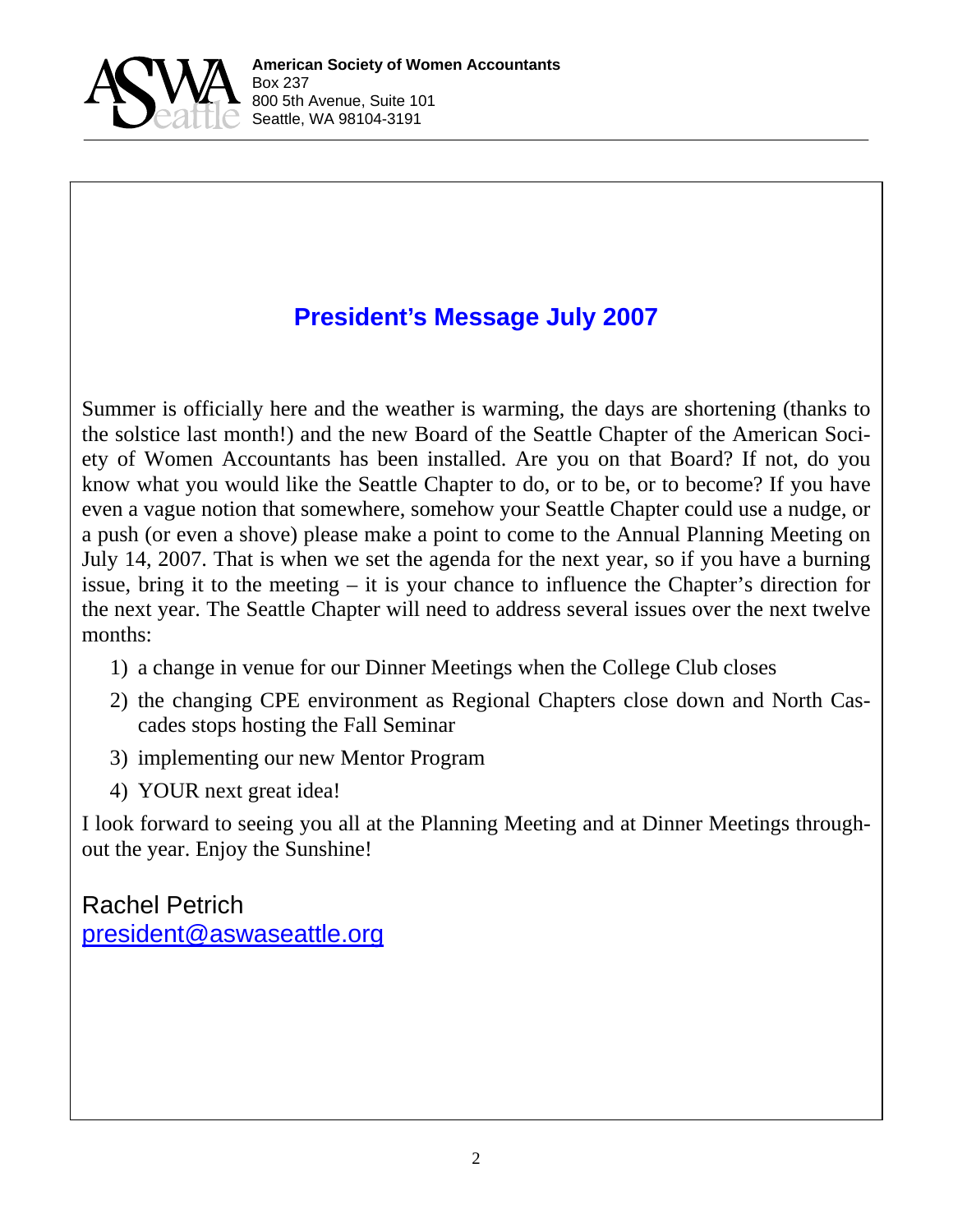**American Society of Women Accountants**
Box 237
800 5th Avenue, Suite 101
Seattle, WA 98104-3191

## President's Message July 2007

Summer is officially here and the weather is warming, the days are shortening (thanks to the solstice last month!) and the new Board of the Seattle Chapter of the American Society of Women Accountants has been installed. Are you on that Board? If not, do you know what you would like the Seattle Chapter to do, or to be, or to become? If you have even a vague notion that somewhere, somehow your Seattle Chapter could use a nudge, or a push (or even a shove) please make a point to come to the Annual Planning Meeting on July 14, 2007. That is when we set the agenda for the next year, so if you have a burning issue, bring it to the meeting – it is your chance to influence the Chapter's direction for the next year. The Seattle Chapter will need to address several issues over the next twelve months:

1) a change in venue for our Dinner Meetings when the College Club closes
2) the changing CPE environment as Regional Chapters close down and North Cascades stops hosting the Fall Seminar
3) implementing our new Mentor Program
4) YOUR next great idea!

I look forward to seeing you all at the Planning Meeting and at Dinner Meetings throughout the year. Enjoy the Sunshine!

Rachel Petrich
president@aswaseattle.org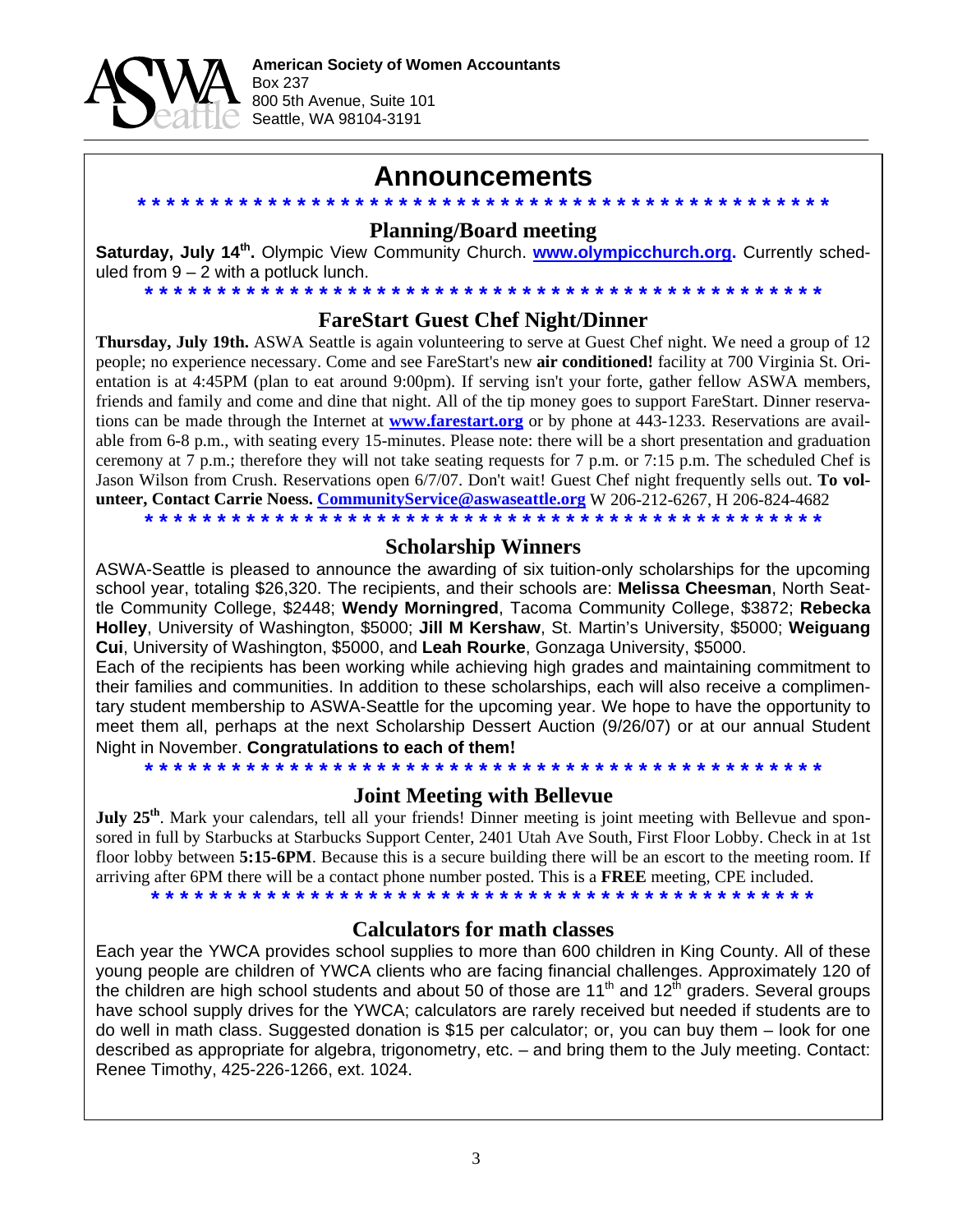**American Society of Women Accountants**
Box 237
800 5th Avenue, Suite 101
Seattle, WA 98104-3191

# Announcements

* * * * * * * * * * * * * * * * * * * * * * * * * * * * * * * * * * * * * * * * * * * * * * *

## Planning/Board meeting

**Saturday, July 14th.** Olympic View Community Church. **www.olympicchurch.org.** Currently scheduled from 9 – 2 with a potluck lunch.

* * * * * * * * * * * * * * * * * * * * * * * * * * * * * * * * * * * * * * * * * * * * * * *

## FareStart Guest Chef Night/Dinner

**Thursday, July 19th.** ASWA Seattle is again volunteering to serve at Guest Chef night. We need a group of 12 people; no experience necessary. Come and see FareStart's new **air conditioned!** facility at 700 Virginia St. Orientation is at 4:45PM (plan to eat around 9:00pm). If serving isn't your forte, gather fellow ASWA members, friends and family and come and dine that night. All of the tip money goes to support FareStart. Dinner reservations can be made through the Internet at **www.farestart.org** or by phone at 443-1233. Reservations are available from 6-8 p.m., with seating every 15-minutes. Please note: there will be a short presentation and graduation ceremony at 7 p.m.; therefore they will not take seating requests for 7 p.m. or 7:15 p.m. The scheduled Chef is Jason Wilson from Crush. Reservations open 6/7/07. Don't wait! Guest Chef night frequently sells out. **To volunteer, Contact Carrie Noess. CommunityService@aswaseattle.org** W 206-212-6267, H 206-824-4682

* * * * * * * * * * * * * * * * * * * * * * * * * * * * * * * * * * * * * * * * * * * * * * *

## Scholarship Winners

ASWA-Seattle is pleased to announce the awarding of six tuition-only scholarships for the upcoming school year, totaling $26,320. The recipients, and their schools are: **Melissa Cheesman**, North Seattle Community College, $2448; **Wendy Morningred**, Tacoma Community College, $3872; **Rebecka Holley**, University of Washington, $5000; **Jill M Kershaw**, St. Martin's University, $5000; **Weiguang Cui**, University of Washington, $5000, and **Leah Rourke**, Gonzaga University, $5000.

Each of the recipients has been working while achieving high grades and maintaining commitment to their families and communities. In addition to these scholarships, each will also receive a complimentary student membership to ASWA-Seattle for the upcoming year. We hope to have the opportunity to meet them all, perhaps at the next Scholarship Dessert Auction (9/26/07) or at our annual Student Night in November. **Congratulations to each of them!**

* * * * * * * * * * * * * * * * * * * * * * * * * * * * * * * * * * * * * * * * * * * * * * *

## Joint Meeting with Bellevue

**July 25th**. Mark your calendars, tell all your friends! Dinner meeting is joint meeting with Bellevue and sponsored in full by Starbucks at Starbucks Support Center, 2401 Utah Ave South, First Floor Lobby. Check in at 1st floor lobby between **5:15-6PM**. Because this is a secure building there will be an escort to the meeting room. If arriving after 6PM there will be a contact phone number posted. This is a **FREE** meeting, CPE included.

* * * * * * * * * * * * * * * * * * * * * * * * * * * * * * * * * * * * * * * * * * * * * * *

## Calculators for math classes

Each year the YWCA provides school supplies to more than 600 children in King County. All of these young people are children of YWCA clients who are facing financial challenges. Approximately 120 of the children are high school students and about 50 of those are 11th and 12th graders. Several groups have school supply drives for the YWCA; calculators are rarely received but needed if students are to do well in math class. Suggested donation is $15 per calculator; or, you can buy them – look for one described as appropriate for algebra, trigonometry, etc. – and bring them to the July meeting. Contact: Renee Timothy, 425-226-1266, ext. 1024.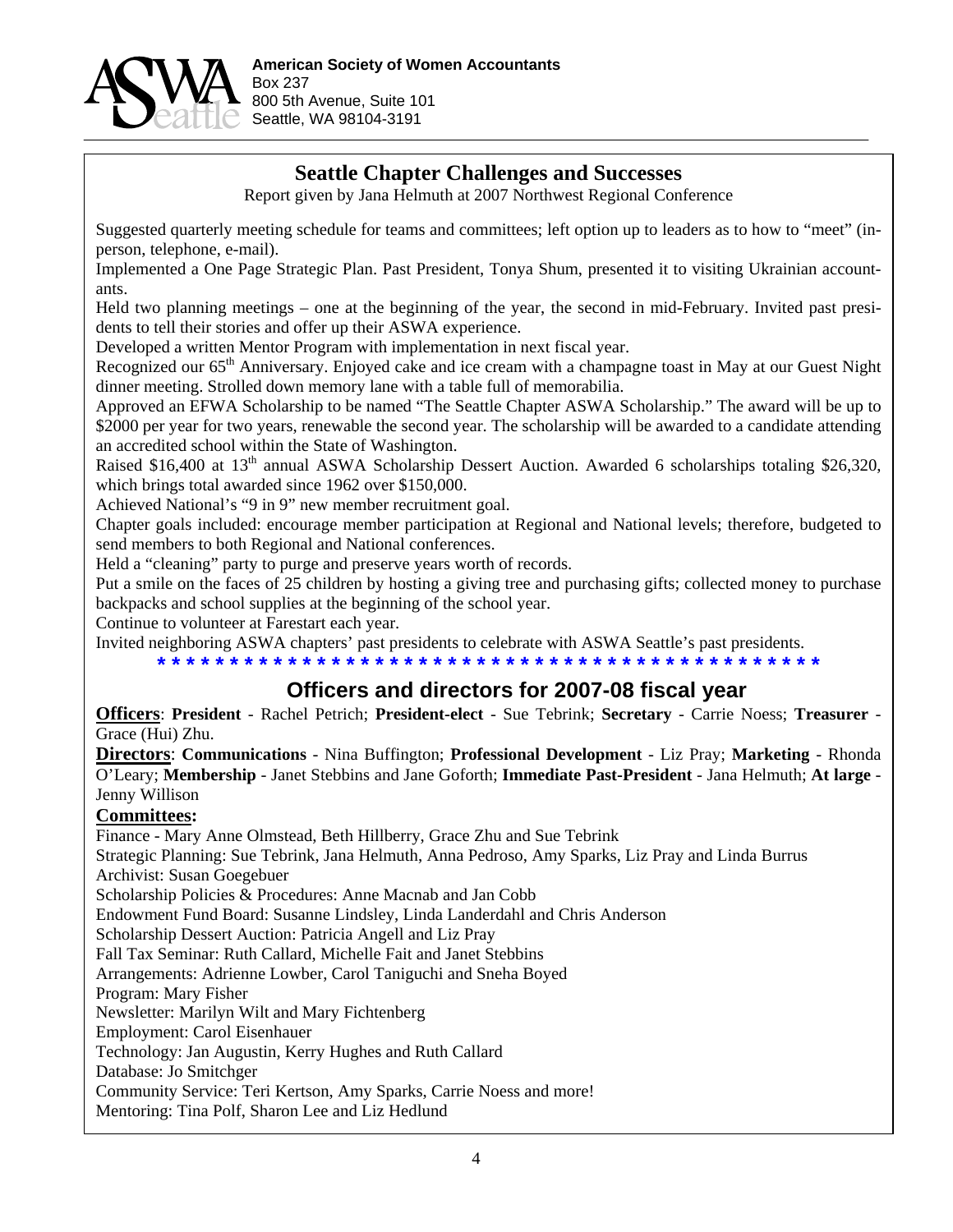**American Society of Women Accountants**
Box 237
800 5th Avenue, Suite 101
Seattle, WA 98104-3191

## Seattle Chapter Challenges and Successes

Report given by Jana Helmuth at 2007 Northwest Regional Conference

Suggested quarterly meeting schedule for teams and committees; left option up to leaders as to how to "meet" (in-person, telephone, e-mail).

Implemented a One Page Strategic Plan. Past President, Tonya Shum, presented it to visiting Ukrainian accountants.

Held two planning meetings – one at the beginning of the year, the second in mid-February. Invited past presidents to tell their stories and offer up their ASWA experience.

Developed a written Mentor Program with implementation in next fiscal year.

Recognized our 65th Anniversary. Enjoyed cake and ice cream with a champagne toast in May at our Guest Night dinner meeting. Strolled down memory lane with a table full of memorabilia.

Approved an EFWA Scholarship to be named "The Seattle Chapter ASWA Scholarship." The award will be up to $2000 per year for two years, renewable the second year. The scholarship will be awarded to a candidate attending an accredited school within the State of Washington.

Raised $16,400 at 13th annual ASWA Scholarship Dessert Auction. Awarded 6 scholarships totaling $26,320, which brings total awarded since 1962 over $150,000.

Achieved National's "9 in 9" new member recruitment goal.

Chapter goals included: encourage member participation at Regional and National levels; therefore, budgeted to send members to both Regional and National conferences.

Held a "cleaning" party to purge and preserve years worth of records.

Put a smile on the faces of 25 children by hosting a giving tree and purchasing gifts; collected money to purchase backpacks and school supplies at the beginning of the school year.

Continue to volunteer at Farestart each year.

Invited neighboring ASWA chapters' past presidents to celebrate with ASWA Seattle's past presidents.

* * * * * * * * * * * * * * * * * * * * * * * * * * * * * * * * * * * * * * * * * * * * * * * *

## Officers and directors for 2007-08 fiscal year

**Officers**: **President** - Rachel Petrich; **President-elect** - Sue Tebrink; **Secretary** - Carrie Noess; **Treasurer** - Grace (Hui) Zhu.

**Directors**: **Communications** - Nina Buffington; **Professional Development** - Liz Pray; **Marketing** - Rhonda O'Leary; **Membership** - Janet Stebbins and Jane Goforth; **Immediate Past-President** - Jana Helmuth; **At large** - Jenny Willison

**Committees:**

Finance - Mary Anne Olmstead, Beth Hillberry, Grace Zhu and Sue Tebrink
Strategic Planning: Sue Tebrink, Jana Helmuth, Anna Pedroso, Amy Sparks, Liz Pray and Linda Burrus
Archivist: Susan Goegebuer
Scholarship Policies & Procedures: Anne Macnab and Jan Cobb
Endowment Fund Board: Susanne Lindsley, Linda Landerdahl and Chris Anderson
Scholarship Dessert Auction: Patricia Angell and Liz Pray
Fall Tax Seminar: Ruth Callard, Michelle Fait and Janet Stebbins
Arrangements: Adrienne Lowber, Carol Taniguchi and Sneha Boyed
Program: Mary Fisher
Newsletter: Marilyn Wilt and Mary Fichtenberg
Employment: Carol Eisenhauer
Technology: Jan Augustin, Kerry Hughes and Ruth Callard
Database: Jo Smitchger
Community Service: Teri Kertson, Amy Sparks, Carrie Noess and more!
Mentoring: Tina Polf, Sharon Lee and Liz Hedlund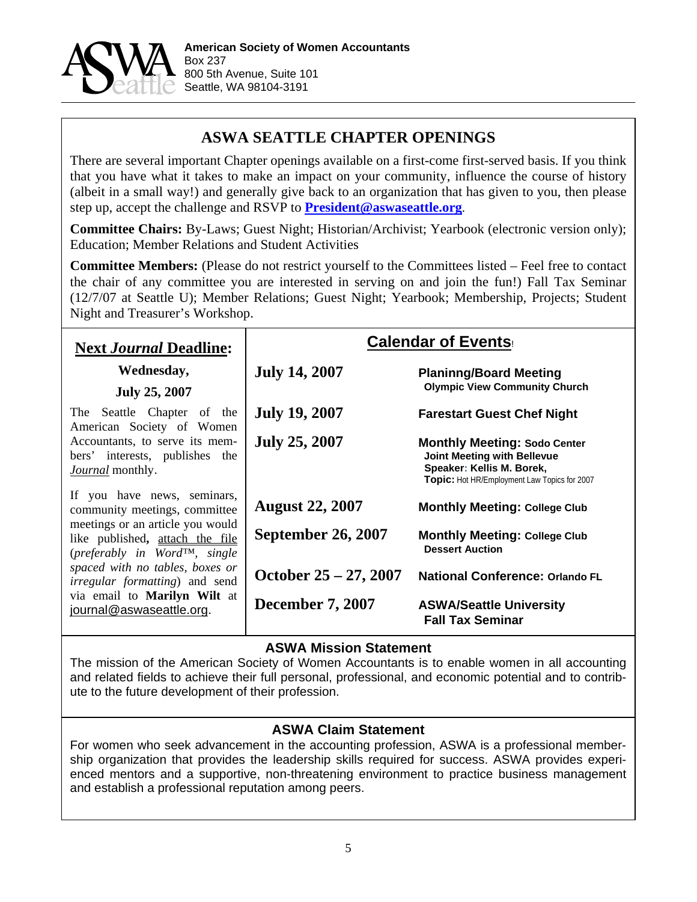**American Society of Women Accountants**
Box 237
800 5th Avenue, Suite 101
Seattle, WA 98104-3191

## ASWA SEATTLE CHAPTER OPENINGS

There are several important Chapter openings available on a first-come first-served basis. If you think that you have what it takes to make an impact on your community, influence the course of history (albeit in a small way!) and generally give back to an organization that has given to you, then please step up, accept the challenge and RSVP to **President@aswaseattle.org**.

**Committee Chairs:** By-Laws; Guest Night; Historian/Archivist; Yearbook (electronic version only); Education; Member Relations and Student Activities

**Committee Members:** (Please do not restrict yourself to the Committees listed – Feel free to contact the chair of any committee you are interested in serving on and join the fun!) Fall Tax Seminar (12/7/07 at Seattle U); Member Relations; Guest Night; Yearbook; Membership, Projects; Student Night and Treasurer's Workshop.

## Next *Journal* Deadline:

**Wednesday,**

**July 25, 2007**

The Seattle Chapter of the American Society of Women Accountants, to serve its members' interests, publishes the *Journal* monthly.

If you have news, seminars, community meetings, committee meetings or an article you would like published, attach the file (*preferably in Word™, single spaced with no tables, boxes or irregular formatting*) and send via email to **Marilyn Wilt** at journal@aswaseattle.org.

## Calendar of Events

| | |
|---|---|
| **July 14, 2007** | **Planinng/Board Meeting** Olympic View Community Church |
| **July 19, 2007** | **Farestart Guest Chef Night** |
| **July 25, 2007** | **Monthly Meeting: Sodo Center** Joint Meeting with Bellevue Speaker: Kellis M. Borek, Topic: Hot HR/Employment Law Topics for 2007 |
| **August 22, 2007** | **Monthly Meeting: College Club** |
| **September 26, 2007** | **Monthly Meeting: College Club** Dessert Auction |
| **October 25 – 27, 2007** | **National Conference: Orlando FL** |
| **December 7, 2007** | **ASWA/Seattle University Fall Tax Seminar** |

### ASWA Mission Statement

The mission of the American Society of Women Accountants is to enable women in all accounting and related fields to achieve their full personal, professional, and economic potential and to contribute to the future development of their profession.

### ASWA Claim Statement

For women who seek advancement in the accounting profession, ASWA is a professional membership organization that provides the leadership skills required for success. ASWA provides experienced mentors and a supportive, non-threatening environment to practice business management and establish a professional reputation among peers.